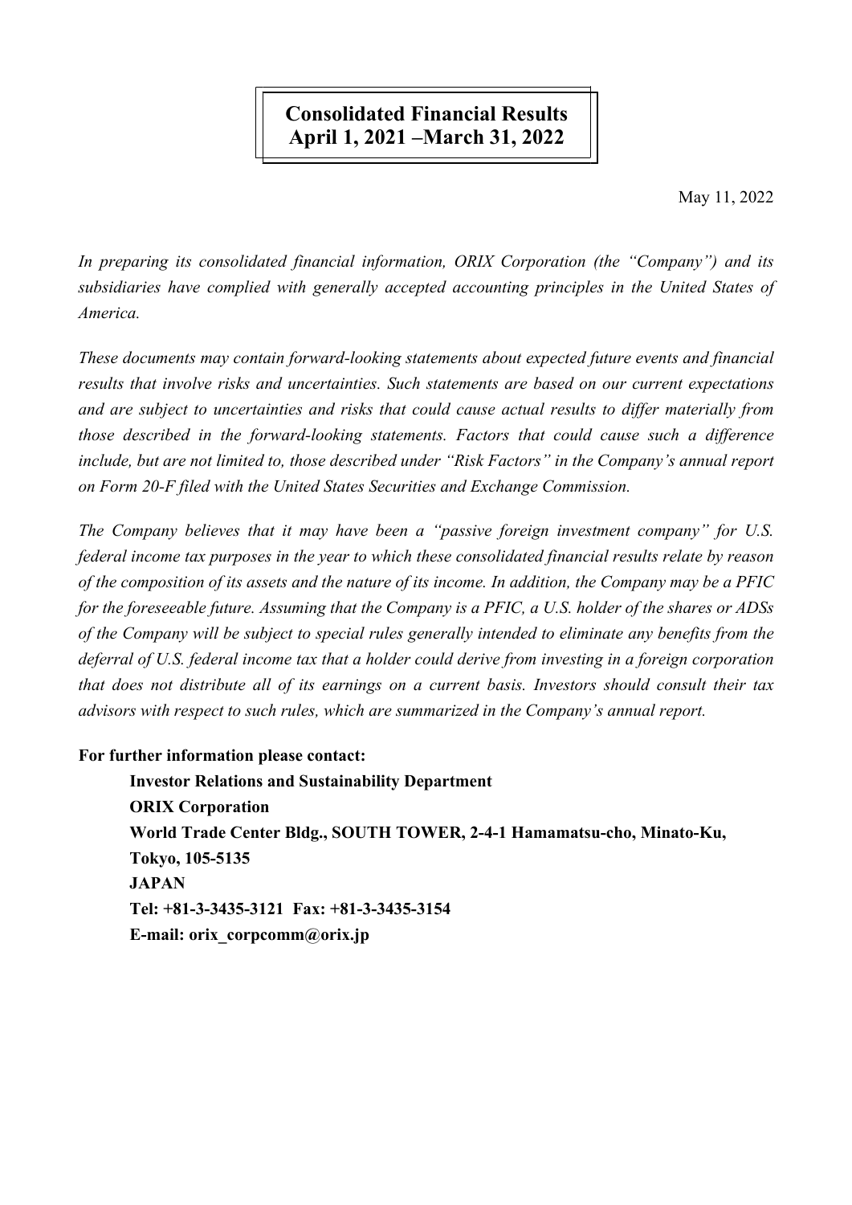# Consolidated Financial Results
# April 1, 2021 –March 31, 2022

May 11, 2022

*In preparing its consolidated financial information, ORIX Corporation (the "Company") and its subsidiaries have complied with generally accepted accounting principles in the United States of America.*

*These documents may contain forward-looking statements about expected future events and financial results that involve risks and uncertainties. Such statements are based on our current expectations and are subject to uncertainties and risks that could cause actual results to differ materially from those described in the forward-looking statements. Factors that could cause such a difference include, but are not limited to, those described under "Risk Factors" in the Company's annual report on Form 20-F filed with the United States Securities and Exchange Commission.*

*The Company believes that it may have been a "passive foreign investment company" for U.S. federal income tax purposes in the year to which these consolidated financial results relate by reason of the composition of its assets and the nature of its income. In addition, the Company may be a PFIC for the foreseeable future. Assuming that the Company is a PFIC, a U.S. holder of the shares or ADSs of the Company will be subject to special rules generally intended to eliminate any benefits from the deferral of U.S. federal income tax that a holder could derive from investing in a foreign corporation that does not distribute all of its earnings on a current basis. Investors should consult their tax advisors with respect to such rules, which are summarized in the Company's annual report.*

**For further information please contact:**

**Investor Relations and Sustainability Department**
**ORIX Corporation**
**World Trade Center Bldg., SOUTH TOWER, 2-4-1 Hamamatsu-cho, Minato-Ku,**
**Tokyo, 105-5135**
**JAPAN**
**Tel: +81-3-3435-3121 Fax: +81-3-3435-3154**
**E-mail: orix_corpcomm@orix.jp**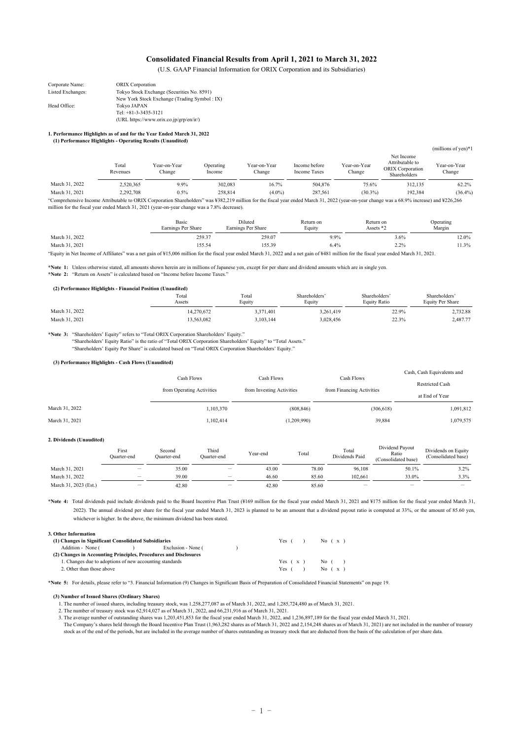# Consolidated Financial Results from April 1, 2021 to March 31, 2022

(U.S. GAAP Financial Information for ORIX Corporation and its Subsidiaries)

| | |
|---|---|
| Corporate Name: | ORIX Corporation |
| Listed Exchanges: | Tokyo Stock Exchange (Securities No. 8591) |
| | New York Stock Exchange (Trading Symbol : IX) |
| Head Office: | Tokyo JAPAN |
| | Tel: +81-3-3435-3121 |
| | (URL https://www.orix.co.jp/grp/en/ir/) |

## 1. Performance Highlights as of and for the Year Ended March 31, 2022

### (1) Performance Highlights - Operating Results (Unaudited)

(millions of yen)*1

| | Total Revenues | Year-on-Year Change | Operating Income | Year-on-Year Change | Income before Income Taxes | Year-on-Year Change | Net Income Attributable to ORIX Corporation Shareholders | Year-on-Year Change |
|---|---|---|---|---|---|---|---|---|
| March 31, 2022 | 2,520,365 | 9.9% | 302,083 | 16.7% | 504,876 | 75.6% | 312,135 | 62.2% |
| March 31, 2021 | 2,292,708 | 0.5% | 258,814 | (4.0%) | 287,561 | (30.3%) | 192,384 | (36.4%) |

"Comprehensive Income Attributable to ORIX Corporation Shareholders" was ¥382,219 million for the fiscal year ended March 31, 2022 (year-on-year change was a 68.9% increase) and ¥226,266 million for the fiscal year ended March 31, 2021 (year-on-year change was a 7.8% decrease).

| | Basic Earnings Per Share | Diluted Earnings Per Share | Return on Equity | Return on Assets *2 | Operating Margin |
|---|---|---|---|---|---|
| March 31, 2022 | 259.37 | 259.07 | 9.9% | 3.6% | 12.0% |
| March 31, 2021 | 155.54 | 155.39 | 6.4% | 2.2% | 11.3% |

"Equity in Net Income of Affiliates" was a net gain of ¥15,006 million for the fiscal year ended March 31, 2022 and a net gain of ¥481 million for the fiscal year ended March 31, 2021.

*Note 1: Unless otherwise stated, all amounts shown herein are in millions of Japanese yen, except for per share and dividend amounts which are in single yen.
*Note 2: "Return on Assets" is calculated based on "Income before Income Taxes."

### (2) Performance Highlights - Financial Position (Unaudited)

| | Total Assets | Total Equity | Shareholders' Equity | Shareholders' Equity Ratio | Shareholders' Equity Per Share |
|---|---|---|---|---|---|
| March 31, 2022 | 14,270,672 | 3,371,401 | 3,261,419 | 22.9% | 2,732.88 |
| March 31, 2021 | 13,563,082 | 3,103,144 | 3,028,456 | 22.3% | 2,487.77 |

*Note 3: "Shareholders' Equity" refers to "Total ORIX Corporation Shareholders' Equity."
"Shareholders' Equity Ratio" is the ratio of "Total ORIX Corporation Shareholders' Equity" to "Total Assets."
"Shareholders' Equity Per Share" is calculated based on "Total ORIX Corporation Shareholders' Equity."

### (3) Performance Highlights - Cash Flows (Unaudited)

| | Cash Flows from Operating Activities | Cash Flows from Investing Activities | Cash Flows from Financing Activities | Cash, Cash Equivalents and Restricted Cash at End of Year |
|---|---|---|---|---|
| March 31, 2022 | 1,103,370 | (808,846) | (306,618) | 1,091,812 |
| March 31, 2021 | 1,102,414 | (1,209,990) | 39,884 | 1,079,575 |

## 2. Dividends (Unaudited)

| | First Quarter-end | Second Quarter-end | Third Quarter-end | Year-end | Total | Total Dividends Paid | Dividend Payout Ratio (Consolidated base) | Dividends on Equity (Consolidated base) |
|---|---|---|---|---|---|---|---|---|
| March 31, 2021 | ― | 35.00 | ― | 43.00 | 78.00 | 96,108 | 50.1% | 3.2% |
| March 31, 2022 | ― | 39.00 | ― | 46.60 | 85.60 | 102,661 | 33.0% | 3.3% |
| March 31, 2023 (Est.) | ― | 42.80 | ― | 42.80 | 85.60 | ― | ― | ― |

*Note 4: Total dividends paid include dividends paid to the Board Incentive Plan Trust (¥169 million for the fiscal year ended March 31, 2021 and ¥175 million for the fiscal year ended March 31, 2022). The annual dividend per share for the fiscal year ended March 31, 2023 is planned to be an amount that a dividend payout ratio is computed at 33%, or the amount of 85.60 yen, whichever is higher. In the above, the minimum dividend has been stated.

## 3. Other Information

**(1) Changes in Significant Consolidated Subsidiaries** Yes ( ) No ( x )

Addition - None ( ) Exclusion - None ( )

**(2) Changes in Accounting Principles, Procedures and Disclosures**

1. Changes due to adoptions of new accounting standards Yes ( x ) No ( )
2. Other than those above Yes ( ) No ( x )

*Note 5: For details, please refer to "3. Financial Information (9) Changes in Significant Basis of Preparation of Consolidated Financial Statements" on page 19.

**(3) Number of Issued Shares (Ordinary Shares)**

1. The number of issued shares, including treasury stock, was 1,258,277,087 as of March 31, 2022, and 1,285,724,480 as of March 31, 2021.
2. The number of treasury stock was 62,914,027 as of March 31, 2022, and 66,231,916 as of March 31, 2021.
3. The average number of outstanding shares was 1,203,451,853 for the fiscal year ended March 31, 2022, and 1,236,897,189 for the fiscal year ended March 31, 2021.

The Company's shares held through the Board Incentive Plan Trust (1,963,282 shares as of March 31, 2022 and 2,154,248 shares as of March 31, 2021) are not included in the number of treasury stock as of the end of the periods, but are included in the average number of shares outstanding as treasury stock that are deducted from the basis of the calculation of per share data.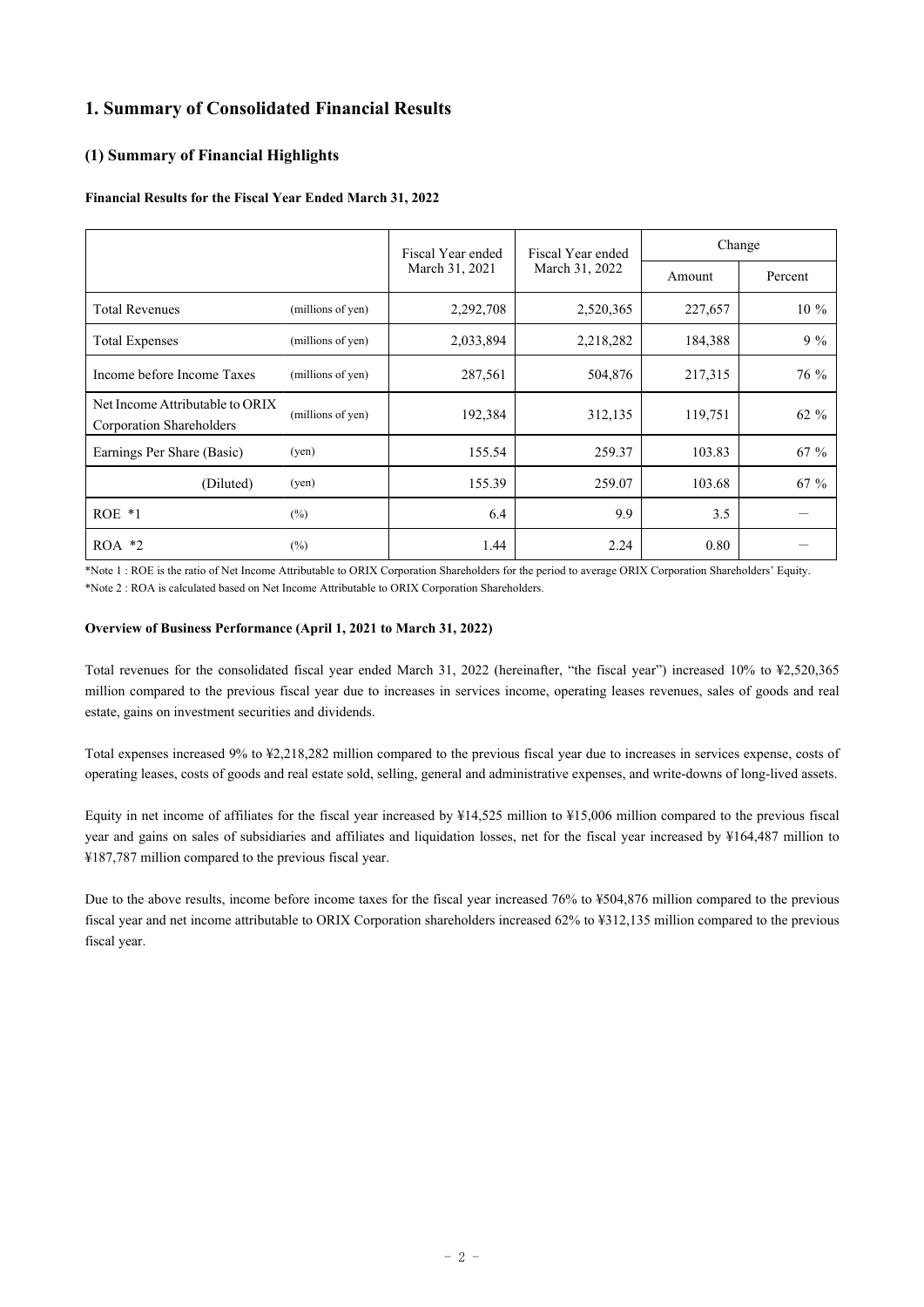# 1. Summary of Consolidated Financial Results

## (1) Summary of Financial Highlights

**Financial Results for the Fiscal Year Ended March 31, 2022**

| | | Fiscal Year ended March 31, 2021 | Fiscal Year ended March 31, 2022 | Change | |
|---|---|---|---|---|---|
| | | | | Amount | Percent |
| Total Revenues | (millions of yen) | 2,292,708 | 2,520,365 | 227,657 | 10 % |
| Total Expenses | (millions of yen) | 2,033,894 | 2,218,282 | 184,388 | 9 % |
| Income before Income Taxes | (millions of yen) | 287,561 | 504,876 | 217,315 | 76 % |
| Net Income Attributable to ORIX Corporation Shareholders | (millions of yen) | 192,384 | 312,135 | 119,751 | 62 % |
| Earnings Per Share (Basic) | (yen) | 155.54 | 259.37 | 103.83 | 67 % |
| (Diluted) | (yen) | 155.39 | 259.07 | 103.68 | 67 % |
| ROE *1 | (%) | 6.4 | 9.9 | 3.5 | ― |
| ROA *2 | (%) | 1.44 | 2.24 | 0.80 | ― |

*Note 1 : ROE is the ratio of Net Income Attributable to ORIX Corporation Shareholders for the period to average ORIX Corporation Shareholders' Equity.
*Note 2 : ROA is calculated based on Net Income Attributable to ORIX Corporation Shareholders.

**Overview of Business Performance (April 1, 2021 to March 31, 2022)**

Total revenues for the consolidated fiscal year ended March 31, 2022 (hereinafter, "the fiscal year") increased 10% to ¥2,520,365 million compared to the previous fiscal year due to increases in services income, operating leases revenues, sales of goods and real estate, gains on investment securities and dividends.

Total expenses increased 9% to ¥2,218,282 million compared to the previous fiscal year due to increases in services expense, costs of operating leases, costs of goods and real estate sold, selling, general and administrative expenses, and write-downs of long-lived assets.

Equity in net income of affiliates for the fiscal year increased by ¥14,525 million to ¥15,006 million compared to the previous fiscal year and gains on sales of subsidiaries and affiliates and liquidation losses, net for the fiscal year increased by ¥164,487 million to ¥187,787 million compared to the previous fiscal year.

Due to the above results, income before income taxes for the fiscal year increased 76% to ¥504,876 million compared to the previous fiscal year and net income attributable to ORIX Corporation shareholders increased 62% to ¥312,135 million compared to the previous fiscal year.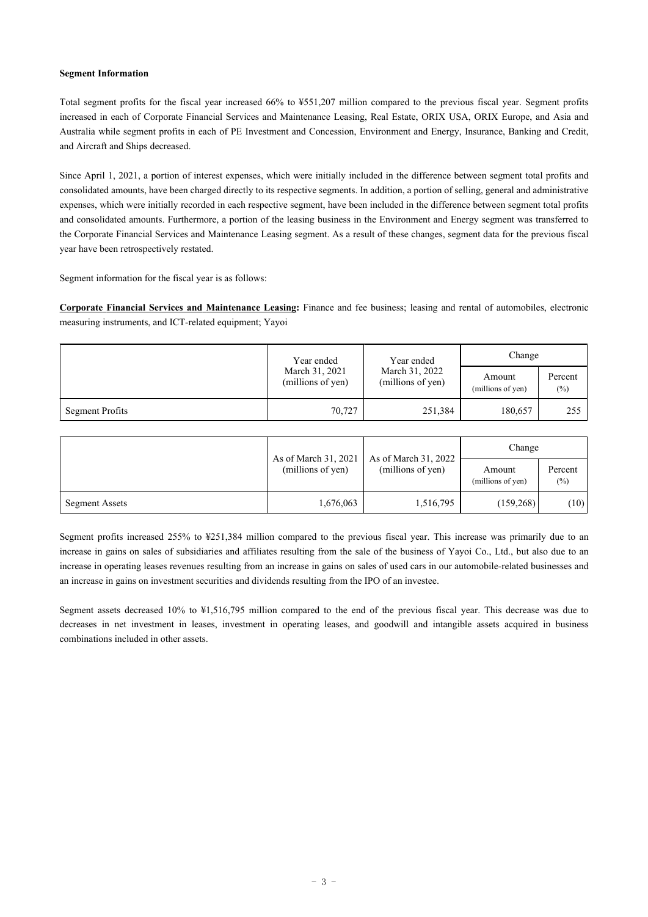**Segment Information**

Total segment profits for the fiscal year increased 66% to ¥551,207 million compared to the previous fiscal year. Segment profits increased in each of Corporate Financial Services and Maintenance Leasing, Real Estate, ORIX USA, ORIX Europe, and Asia and Australia while segment profits in each of PE Investment and Concession, Environment and Energy, Insurance, Banking and Credit, and Aircraft and Ships decreased.

Since April 1, 2021, a portion of interest expenses, which were initially included in the difference between segment total profits and consolidated amounts, have been charged directly to its respective segments. In addition, a portion of selling, general and administrative expenses, which were initially recorded in each respective segment, have been included in the difference between segment total profits and consolidated amounts. Furthermore, a portion of the leasing business in the Environment and Energy segment was transferred to the Corporate Financial Services and Maintenance Leasing segment. As a result of these changes, segment data for the previous fiscal year have been retrospectively restated.

Segment information for the fiscal year is as follows:

**Corporate Financial Services and Maintenance Leasing:** Finance and fee business; leasing and rental of automobiles, electronic measuring instruments, and ICT-related equipment; Yayoi

| | Year ended March 31, 2021 (millions of yen) | Year ended March 31, 2022 (millions of yen) | Change | |
|---|---|---|---|---|
| | | | Amount (millions of yen) | Percent (%) |
| Segment Profits | 70,727 | 251,384 | 180,657 | 255 |

| | As of March 31, 2021 (millions of yen) | As of March 31, 2022 (millions of yen) | Change | |
|---|---|---|---|---|
| | | | Amount (millions of yen) | Percent (%) |
| Segment Assets | 1,676,063 | 1,516,795 | (159,268) | (10) |

Segment profits increased 255% to ¥251,384 million compared to the previous fiscal year. This increase was primarily due to an increase in gains on sales of subsidiaries and affiliates resulting from the sale of the business of Yayoi Co., Ltd., but also due to an increase in operating leases revenues resulting from an increase in gains on sales of used cars in our automobile-related businesses and an increase in gains on investment securities and dividends resulting from the IPO of an investee.

Segment assets decreased 10% to ¥1,516,795 million compared to the end of the previous fiscal year. This decrease was due to decreases in net investment in leases, investment in operating leases, and goodwill and intangible assets acquired in business combinations included in other assets.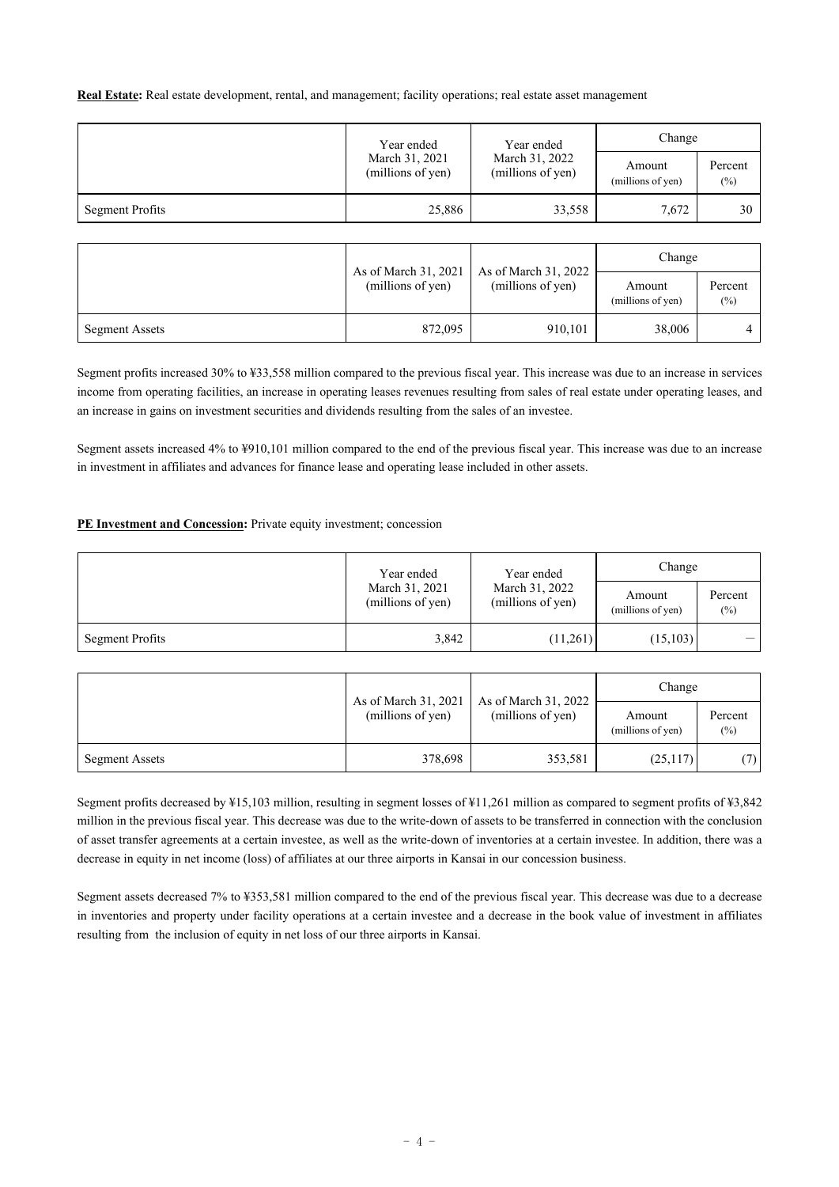**Real Estate:** Real estate development, rental, and management; facility operations; real estate asset management

| | Year ended March 31, 2021 (millions of yen) | Year ended March 31, 2022 (millions of yen) | Change | |
|---|---|---|---|---|
| | | | Amount (millions of yen) | Percent (%) |
| Segment Profits | 25,886 | 33,558 | 7,672 | 30 |

| | As of March 31, 2021 (millions of yen) | As of March 31, 2022 (millions of yen) | Change | |
|---|---|---|---|---|
| | | | Amount (millions of yen) | Percent (%) |
| Segment Assets | 872,095 | 910,101 | 38,006 | 4 |

Segment profits increased 30% to ¥33,558 million compared to the previous fiscal year. This increase was due to an increase in services income from operating facilities, an increase in operating leases revenues resulting from sales of real estate under operating leases, and an increase in gains on investment securities and dividends resulting from the sales of an investee.

Segment assets increased 4% to ¥910,101 million compared to the end of the previous fiscal year. This increase was due to an increase in investment in affiliates and advances for finance lease and operating lease included in other assets.

**PE Investment and Concession:** Private equity investment; concession

| | Year ended March 31, 2021 (millions of yen) | Year ended March 31, 2022 (millions of yen) | Change | |
|---|---|---|---|---|
| | | | Amount (millions of yen) | Percent (%) |
| Segment Profits | 3,842 | (11,261) | (15,103) | — |

| | As of March 31, 2021 (millions of yen) | As of March 31, 2022 (millions of yen) | Change | |
|---|---|---|---|---|
| | | | Amount (millions of yen) | Percent (%) |
| Segment Assets | 378,698 | 353,581 | (25,117) | (7) |

Segment profits decreased by ¥15,103 million, resulting in segment losses of ¥11,261 million as compared to segment profits of ¥3,842 million in the previous fiscal year. This decrease was due to the write-down of assets to be transferred in connection with the conclusion of asset transfer agreements at a certain investee, as well as the write-down of inventories at a certain investee. In addition, there was a decrease in equity in net income (loss) of affiliates at our three airports in Kansai in our concession business.

Segment assets decreased 7% to ¥353,581 million compared to the end of the previous fiscal year. This decrease was due to a decrease in inventories and property under facility operations at a certain investee and a decrease in the book value of investment in affiliates resulting from the inclusion of equity in net loss of our three airports in Kansai.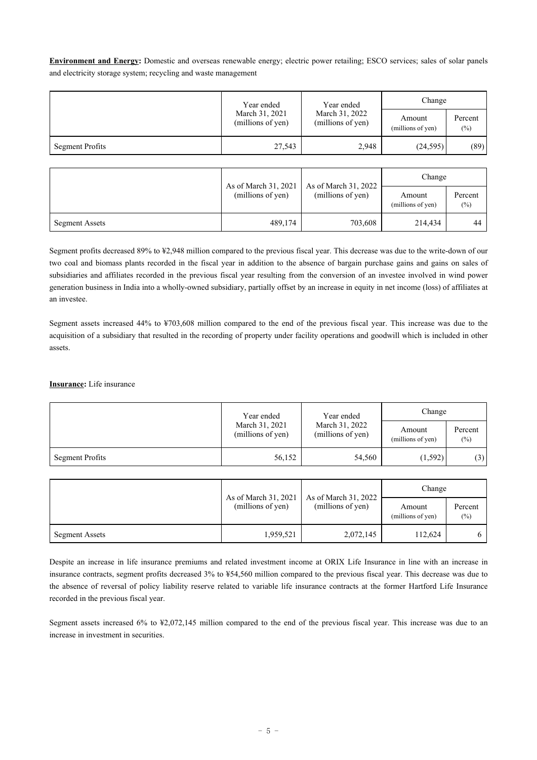**Environment and Energy:** Domestic and overseas renewable energy; electric power retailing; ESCO services; sales of solar panels and electricity storage system; recycling and waste management

| | Year ended March 31, 2021 (millions of yen) | Year ended March 31, 2022 (millions of yen) | Change | |
|---|---|---|---|---|
| | | | Amount (millions of yen) | Percent (%) |
| Segment Profits | 27,543 | 2,948 | (24,595) | (89) |

| | As of March 31, 2021 (millions of yen) | As of March 31, 2022 (millions of yen) | Change | |
|---|---|---|---|---|
| | | | Amount (millions of yen) | Percent (%) |
| Segment Assets | 489,174 | 703,608 | 214,434 | 44 |

Segment profits decreased 89% to ¥2,948 million compared to the previous fiscal year. This decrease was due to the write-down of our two coal and biomass plants recorded in the fiscal year in addition to the absence of bargain purchase gains and gains on sales of subsidiaries and affiliates recorded in the previous fiscal year resulting from the conversion of an investee involved in wind power generation business in India into a wholly-owned subsidiary, partially offset by an increase in equity in net income (loss) of affiliates at an investee.

Segment assets increased 44% to ¥703,608 million compared to the end of the previous fiscal year. This increase was due to the acquisition of a subsidiary that resulted in the recording of property under facility operations and goodwill which is included in other assets.

**Insurance:** Life insurance

| | Year ended March 31, 2021 (millions of yen) | Year ended March 31, 2022 (millions of yen) | Change | |
|---|---|---|---|---|
| | | | Amount (millions of yen) | Percent (%) |
| Segment Profits | 56,152 | 54,560 | (1,592) | (3) |

| | As of March 31, 2021 (millions of yen) | As of March 31, 2022 (millions of yen) | Change | |
|---|---|---|---|---|
| | | | Amount (millions of yen) | Percent (%) |
| Segment Assets | 1,959,521 | 2,072,145 | 112,624 | 6 |

Despite an increase in life insurance premiums and related investment income at ORIX Life Insurance in line with an increase in insurance contracts, segment profits decreased 3% to ¥54,560 million compared to the previous fiscal year. This decrease was due to the absence of reversal of policy liability reserve related to variable life insurance contracts at the former Hartford Life Insurance recorded in the previous fiscal year.

Segment assets increased 6% to ¥2,072,145 million compared to the end of the previous fiscal year. This increase was due to an increase in investment in securities.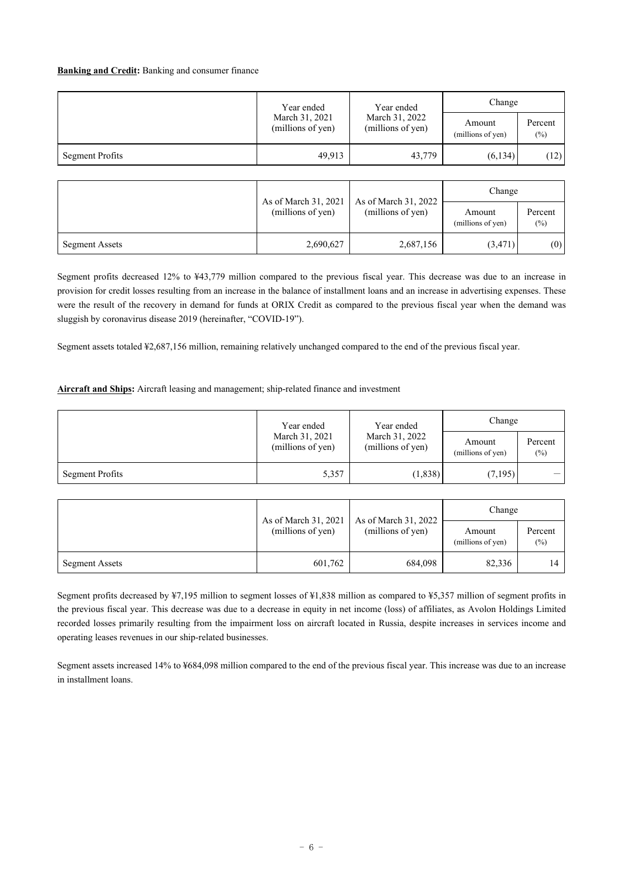**Banking and Credit:** Banking and consumer finance

| | Year ended March 31, 2021 (millions of yen) | Year ended March 31, 2022 (millions of yen) | Change | |
|---|---|---|---|---|
| | | | Amount (millions of yen) | Percent (%) |
| Segment Profits | 49,913 | 43,779 | (6,134) | (12) |

| | As of March 31, 2021 (millions of yen) | As of March 31, 2022 (millions of yen) | Change | |
|---|---|---|---|---|
| | | | Amount (millions of yen) | Percent (%) |
| Segment Assets | 2,690,627 | 2,687,156 | (3,471) | (0) |

Segment profits decreased 12% to ¥43,779 million compared to the previous fiscal year. This decrease was due to an increase in provision for credit losses resulting from an increase in the balance of installment loans and an increase in advertising expenses. These were the result of the recovery in demand for funds at ORIX Credit as compared to the previous fiscal year when the demand was sluggish by coronavirus disease 2019 (hereinafter, "COVID-19").

Segment assets totaled ¥2,687,156 million, remaining relatively unchanged compared to the end of the previous fiscal year.

**Aircraft and Ships:** Aircraft leasing and management; ship-related finance and investment

| | Year ended March 31, 2021 (millions of yen) | Year ended March 31, 2022 (millions of yen) | Change | |
|---|---|---|---|---|
| | | | Amount (millions of yen) | Percent (%) |
| Segment Profits | 5,357 | (1,838) | (7,195) | — |

| | As of March 31, 2021 (millions of yen) | As of March 31, 2022 (millions of yen) | Change | |
|---|---|---|---|---|
| | | | Amount (millions of yen) | Percent (%) |
| Segment Assets | 601,762 | 684,098 | 82,336 | 14 |

Segment profits decreased by ¥7,195 million to segment losses of ¥1,838 million as compared to ¥5,357 million of segment profits in the previous fiscal year. This decrease was due to a decrease in equity in net income (loss) of affiliates, as Avolon Holdings Limited recorded losses primarily resulting from the impairment loss on aircraft located in Russia, despite increases in services income and operating leases revenues in our ship-related businesses.

Segment assets increased 14% to ¥684,098 million compared to the end of the previous fiscal year. This increase was due to an increase in installment loans.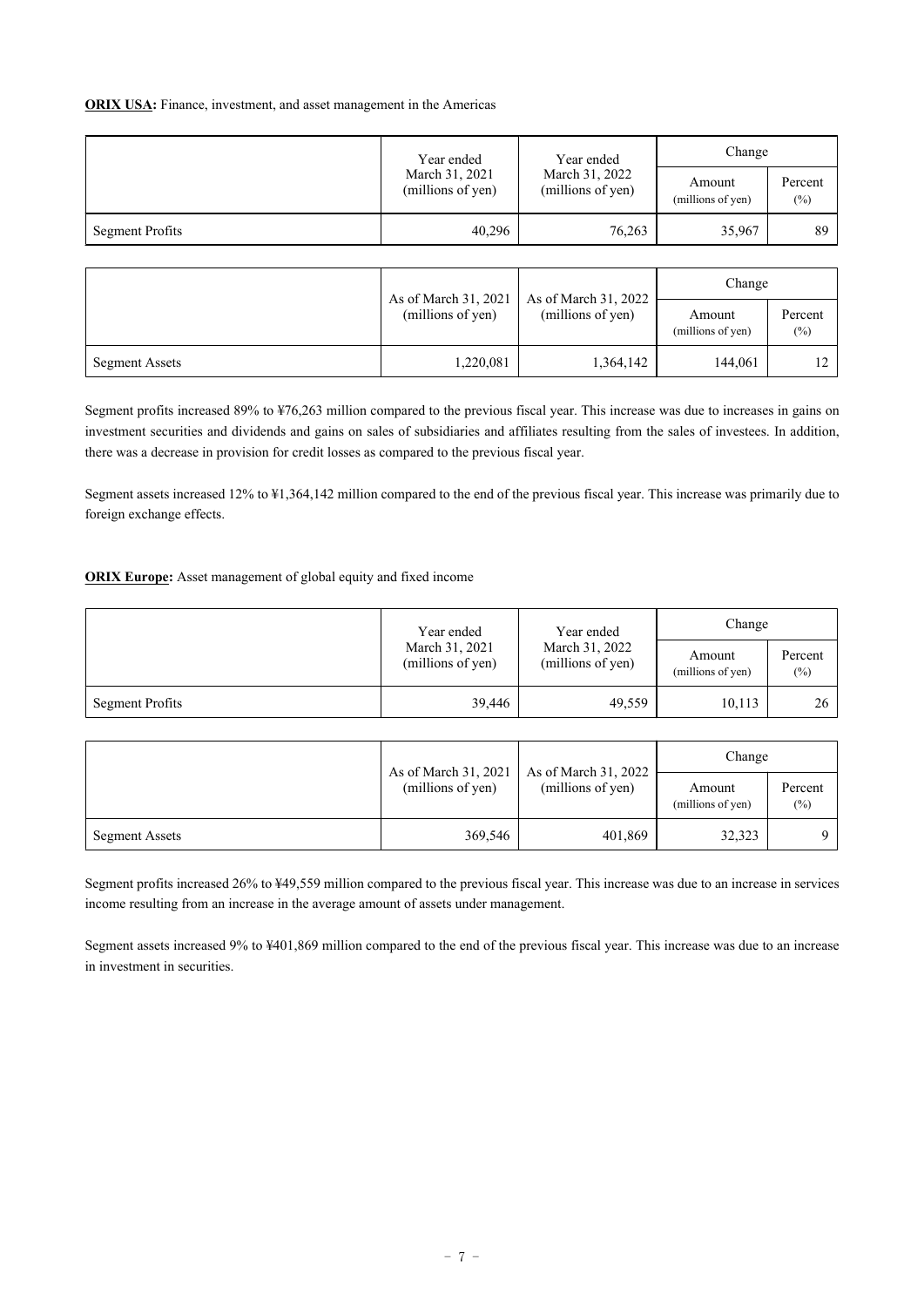**ORIX USA:** Finance, investment, and asset management in the Americas

| | Year ended March 31, 2021 (millions of yen) | Year ended March 31, 2022 (millions of yen) | Change | |
|---|---|---|---|---|
| | | | Amount (millions of yen) | Percent (%) |
| Segment Profits | 40,296 | 76,263 | 35,967 | 89 |

| | As of March 31, 2021 (millions of yen) | As of March 31, 2022 (millions of yen) | Change | |
|---|---|---|---|---|
| | | | Amount (millions of yen) | Percent (%) |
| Segment Assets | 1,220,081 | 1,364,142 | 144,061 | 12 |

Segment profits increased 89% to ¥76,263 million compared to the previous fiscal year. This increase was due to increases in gains on investment securities and dividends and gains on sales of subsidiaries and affiliates resulting from the sales of investees. In addition, there was a decrease in provision for credit losses as compared to the previous fiscal year.

Segment assets increased 12% to ¥1,364,142 million compared to the end of the previous fiscal year. This increase was primarily due to foreign exchange effects.

**ORIX Europe:** Asset management of global equity and fixed income

| | Year ended March 31, 2021 (millions of yen) | Year ended March 31, 2022 (millions of yen) | Change | |
|---|---|---|---|---|
| | | | Amount (millions of yen) | Percent (%) |
| Segment Profits | 39,446 | 49,559 | 10,113 | 26 |

| | As of March 31, 2021 (millions of yen) | As of March 31, 2022 (millions of yen) | Change | |
|---|---|---|---|---|
| | | | Amount (millions of yen) | Percent (%) |
| Segment Assets | 369,546 | 401,869 | 32,323 | 9 |

Segment profits increased 26% to ¥49,559 million compared to the previous fiscal year. This increase was due to an increase in services income resulting from an increase in the average amount of assets under management.

Segment assets increased 9% to ¥401,869 million compared to the end of the previous fiscal year. This increase was due to an increase in investment in securities.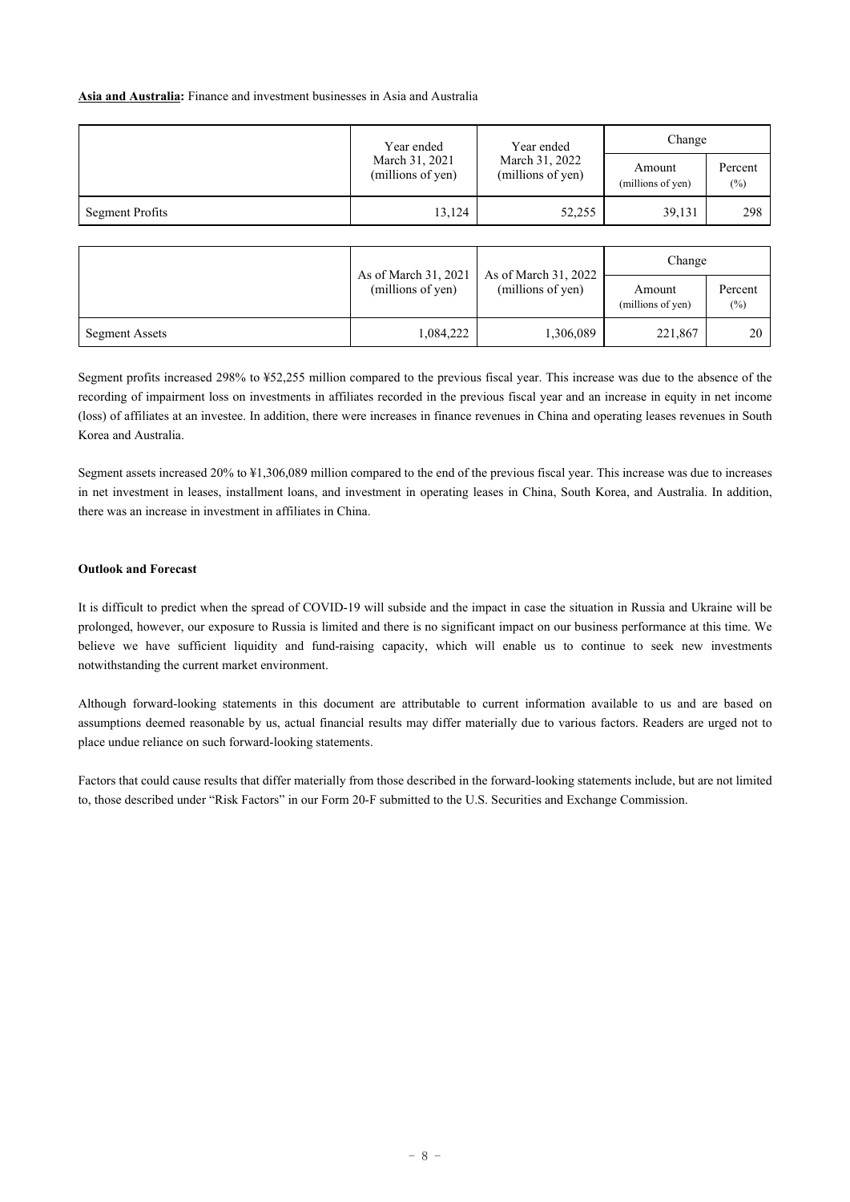**Asia and Australia:** Finance and investment businesses in Asia and Australia

| | Year ended March 31, 2021 (millions of yen) | Year ended March 31, 2022 (millions of yen) | Change | |
|---|---|---|---|---|
| | | | Amount (millions of yen) | Percent (%) |
| Segment Profits | 13,124 | 52,255 | 39,131 | 298 |

| | As of March 31, 2021 (millions of yen) | As of March 31, 2022 (millions of yen) | Change | |
|---|---|---|---|---|
| | | | Amount (millions of yen) | Percent (%) |
| Segment Assets | 1,084,222 | 1,306,089 | 221,867 | 20 |

Segment profits increased 298% to ¥52,255 million compared to the previous fiscal year. This increase was due to the absence of the recording of impairment loss on investments in affiliates recorded in the previous fiscal year and an increase in equity in net income (loss) of affiliates at an investee. In addition, there were increases in finance revenues in China and operating leases revenues in South Korea and Australia.

Segment assets increased 20% to ¥1,306,089 million compared to the end of the previous fiscal year. This increase was due to increases in net investment in leases, installment loans, and investment in operating leases in China, South Korea, and Australia. In addition, there was an increase in investment in affiliates in China.

**Outlook and Forecast**

It is difficult to predict when the spread of COVID-19 will subside and the impact in case the situation in Russia and Ukraine will be prolonged, however, our exposure to Russia is limited and there is no significant impact on our business performance at this time. We believe we have sufficient liquidity and fund-raising capacity, which will enable us to continue to seek new investments notwithstanding the current market environment.

Although forward-looking statements in this document are attributable to current information available to us and are based on assumptions deemed reasonable by us, actual financial results may differ materially due to various factors. Readers are urged not to place undue reliance on such forward-looking statements.

Factors that could cause results that differ materially from those described in the forward-looking statements include, but are not limited to, those described under "Risk Factors" in our Form 20-F submitted to the U.S. Securities and Exchange Commission.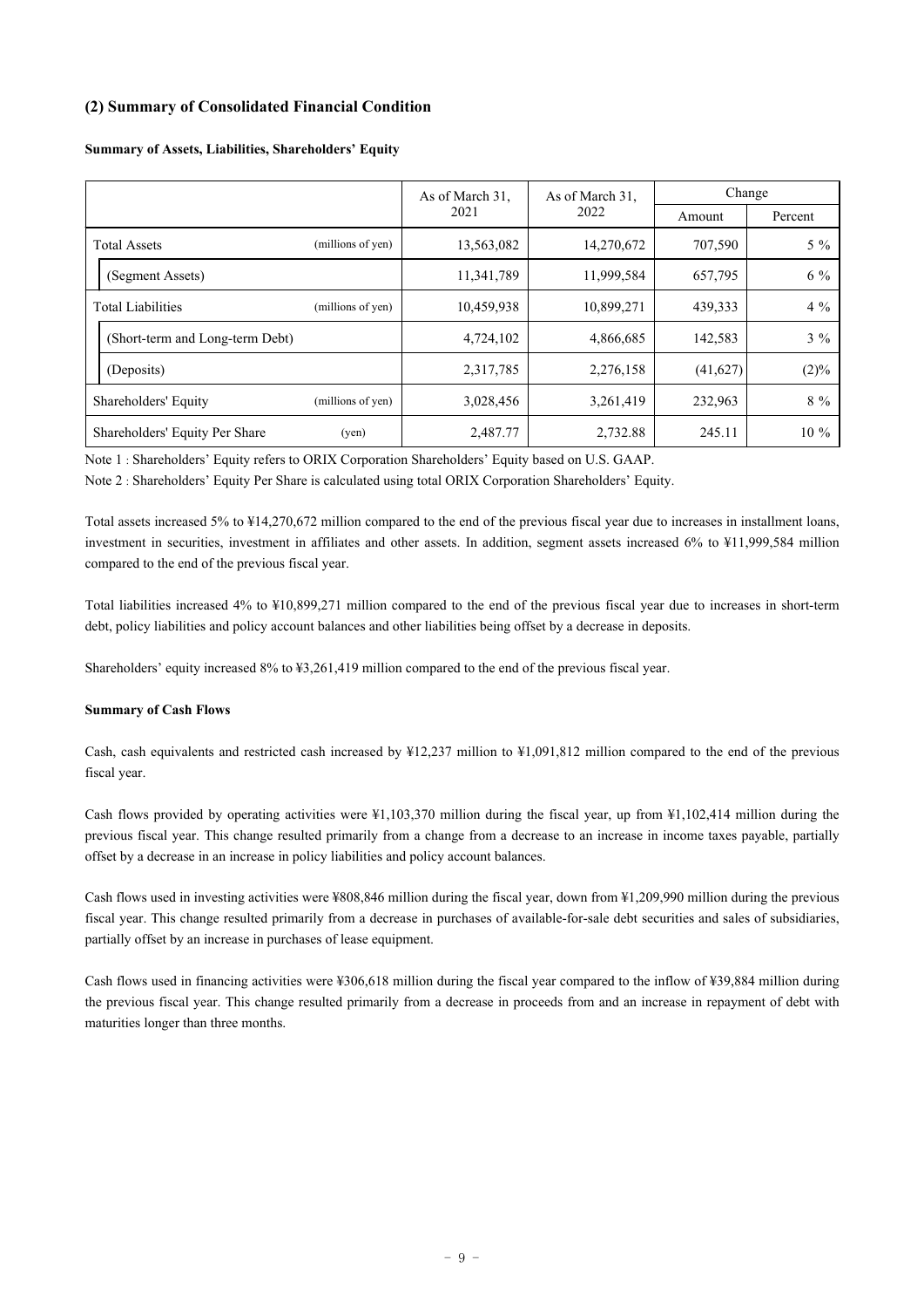## (2) Summary of Consolidated Financial Condition

**Summary of Assets, Liabilities, Shareholders' Equity**

| | | As of March 31, 2021 | As of March 31, 2022 | Change | |
|---|---|---|---|---|---|
| | | | | Amount | Percent |
| Total Assets | (millions of yen) | 13,563,082 | 14,270,672 | 707,590 | 5 % |
| (Segment Assets) | | 11,341,789 | 11,999,584 | 657,795 | 6 % |
| Total Liabilities | (millions of yen) | 10,459,938 | 10,899,271 | 439,333 | 4 % |
| (Short-term and Long-term Debt) | | 4,724,102 | 4,866,685 | 142,583 | 3 % |
| (Deposits) | | 2,317,785 | 2,276,158 | (41,627) | (2)% |
| Shareholders' Equity | (millions of yen) | 3,028,456 | 3,261,419 | 232,963 | 8 % |
| Shareholders' Equity Per Share | (yen) | 2,487.77 | 2,732.88 | 245.11 | 10 % |

Note 1 : Shareholders' Equity refers to ORIX Corporation Shareholders' Equity based on U.S. GAAP.

Note 2 : Shareholders' Equity Per Share is calculated using total ORIX Corporation Shareholders' Equity.

Total assets increased 5% to ¥14,270,672 million compared to the end of the previous fiscal year due to increases in installment loans, investment in securities, investment in affiliates and other assets. In addition, segment assets increased 6% to ¥11,999,584 million compared to the end of the previous fiscal year.

Total liabilities increased 4% to ¥10,899,271 million compared to the end of the previous fiscal year due to increases in short-term debt, policy liabilities and policy account balances and other liabilities being offset by a decrease in deposits.

Shareholders' equity increased 8% to ¥3,261,419 million compared to the end of the previous fiscal year.

**Summary of Cash Flows**

Cash, cash equivalents and restricted cash increased by ¥12,237 million to ¥1,091,812 million compared to the end of the previous fiscal year.

Cash flows provided by operating activities were ¥1,103,370 million during the fiscal year, up from ¥1,102,414 million during the previous fiscal year. This change resulted primarily from a change from a decrease to an increase in income taxes payable, partially offset by a decrease in an increase in policy liabilities and policy account balances.

Cash flows used in investing activities were ¥808,846 million during the fiscal year, down from ¥1,209,990 million during the previous fiscal year. This change resulted primarily from a decrease in purchases of available-for-sale debt securities and sales of subsidiaries, partially offset by an increase in purchases of lease equipment.

Cash flows used in financing activities were ¥306,618 million during the fiscal year compared to the inflow of ¥39,884 million during the previous fiscal year. This change resulted primarily from a decrease in proceeds from and an increase in repayment of debt with maturities longer than three months.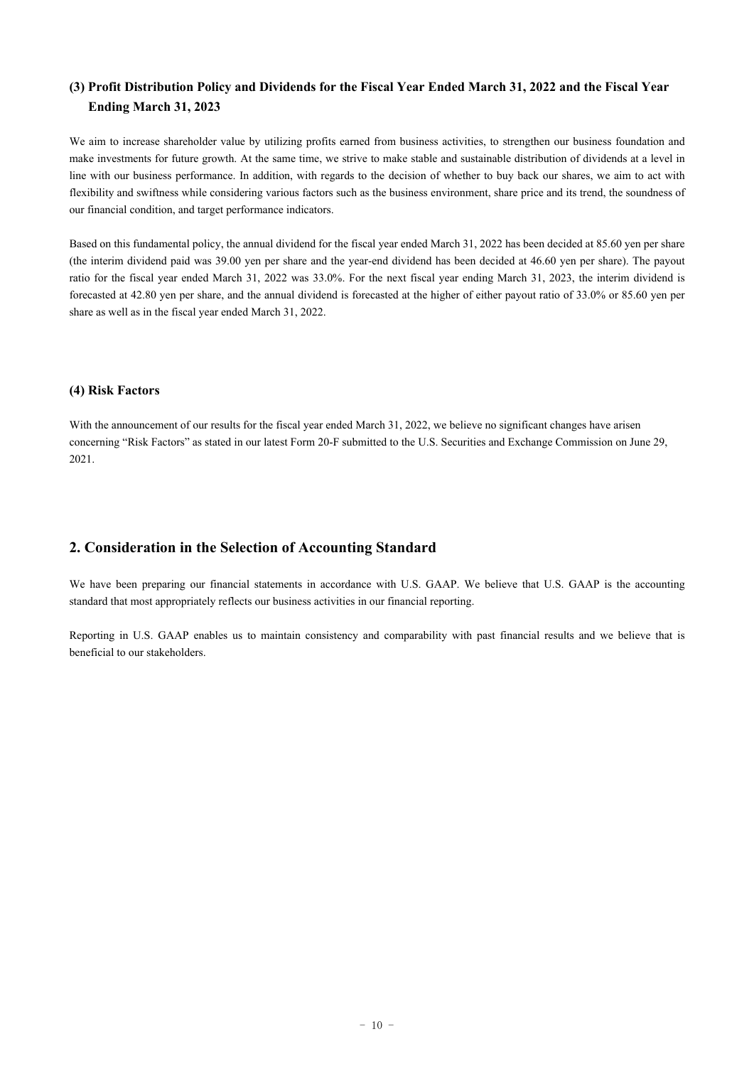### (3) Profit Distribution Policy and Dividends for the Fiscal Year Ended March 31, 2022 and the Fiscal Year Ending March 31, 2023

We aim to increase shareholder value by utilizing profits earned from business activities, to strengthen our business foundation and make investments for future growth. At the same time, we strive to make stable and sustainable distribution of dividends at a level in line with our business performance. In addition, with regards to the decision of whether to buy back our shares, we aim to act with flexibility and swiftness while considering various factors such as the business environment, share price and its trend, the soundness of our financial condition, and target performance indicators.

Based on this fundamental policy, the annual dividend for the fiscal year ended March 31, 2022 has been decided at 85.60 yen per share (the interim dividend paid was 39.00 yen per share and the year-end dividend has been decided at 46.60 yen per share). The payout ratio for the fiscal year ended March 31, 2022 was 33.0%. For the next fiscal year ending March 31, 2023, the interim dividend is forecasted at 42.80 yen per share, and the annual dividend is forecasted at the higher of either payout ratio of 33.0% or 85.60 yen per share as well as in the fiscal year ended March 31, 2022.

### (4) Risk Factors

With the announcement of our results for the fiscal year ended March 31, 2022, we believe no significant changes have arisen concerning "Risk Factors" as stated in our latest Form 20-F submitted to the U.S. Securities and Exchange Commission on June 29, 2021.

## 2. Consideration in the Selection of Accounting Standard

We have been preparing our financial statements in accordance with U.S. GAAP. We believe that U.S. GAAP is the accounting standard that most appropriately reflects our business activities in our financial reporting.

Reporting in U.S. GAAP enables us to maintain consistency and comparability with past financial results and we believe that is beneficial to our stakeholders.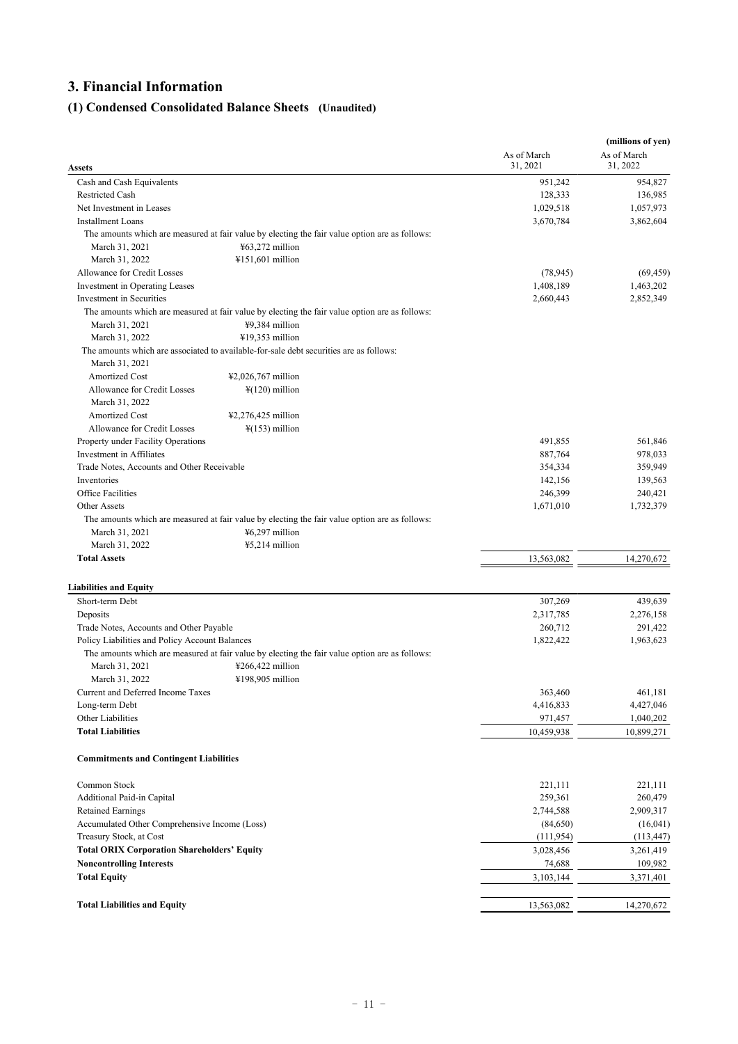# 3. Financial Information

## (1) Condensed Consolidated Balance Sheets (Unaudited)

(millions of yen)

| Assets | | As of March 31, 2021 | As of March 31, 2022 |
|---|---|---|---|
| Cash and Cash Equivalents | | 951,242 | 954,827 |
| Restricted Cash | | 128,333 | 136,985 |
| Net Investment in Leases | | 1,029,518 | 1,057,973 |
| Installment Loans | | 3,670,784 | 3,862,604 |
| The amounts which are measured at fair value by electing the fair value option are as follows: | | | |
| March 31, 2021 | ¥63,272 million | | |
| March 31, 2022 | ¥151,601 million | | |
| Allowance for Credit Losses | | (78,945) | (69,459) |
| Investment in Operating Leases | | 1,408,189 | 1,463,202 |
| Investment in Securities | | 2,660,443 | 2,852,349 |
| The amounts which are measured at fair value by electing the fair value option are as follows: | | | |
| March 31, 2021 | ¥9,384 million | | |
| March 31, 2022 | ¥19,353 million | | |
| The amounts which are associated to available-for-sale debt securities are as follows: | | | |
| March 31, 2021 | | | |
| Amortized Cost | ¥2,026,767 million | | |
| Allowance for Credit Losses | ¥(120) million | | |
| March 31, 2022 | | | |
| Amortized Cost | ¥2,276,425 million | | |
| Allowance for Credit Losses | ¥(153) million | | |
| Property under Facility Operations | | 491,855 | 561,846 |
| Investment in Affiliates | | 887,764 | 978,033 |
| Trade Notes, Accounts and Other Receivable | | 354,334 | 359,949 |
| Inventories | | 142,156 | 139,563 |
| Office Facilities | | 246,399 | 240,421 |
| Other Assets | | 1,671,010 | 1,732,379 |
| The amounts which are measured at fair value by electing the fair value option are as follows: | | | |
| March 31, 2021 | ¥6,297 million | | |
| March 31, 2022 | ¥5,214 million | | |
| **Total Assets** | | 13,563,082 | 14,270,672 |

| Liabilities and Equity | | As of March 31, 2021 | As of March 31, 2022 |
|---|---|---|---|
| Short-term Debt | | 307,269 | 439,639 |
| Deposits | | 2,317,785 | 2,276,158 |
| Trade Notes, Accounts and Other Payable | | 260,712 | 291,422 |
| Policy Liabilities and Policy Account Balances | | 1,822,422 | 1,963,623 |
| The amounts which are measured at fair value by electing the fair value option are as follows: | | | |
| March 31, 2021 | ¥266,422 million | | |
| March 31, 2022 | ¥198,905 million | | |
| Current and Deferred Income Taxes | | 363,460 | 461,181 |
| Long-term Debt | | 4,416,833 | 4,427,046 |
| Other Liabilities | | 971,457 | 1,040,202 |
| **Total Liabilities** | | 10,459,938 | 10,899,271 |
| **Commitments and Contingent Liabilities** | | | |
| Common Stock | | 221,111 | 221,111 |
| Additional Paid-in Capital | | 259,361 | 260,479 |
| Retained Earnings | | 2,744,588 | 2,909,317 |
| Accumulated Other Comprehensive Income (Loss) | | (84,650) | (16,041) |
| Treasury Stock, at Cost | | (111,954) | (113,447) |
| **Total ORIX Corporation Shareholders' Equity** | | 3,028,456 | 3,261,419 |
| **Noncontrolling Interests** | | 74,688 | 109,982 |
| **Total Equity** | | 3,103,144 | 3,371,401 |
| **Total Liabilities and Equity** | | 13,563,082 | 14,270,672 |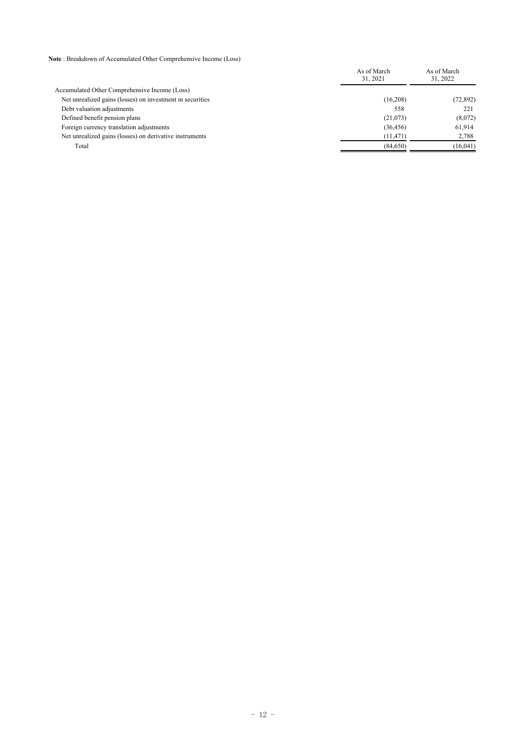**Note** : Breakdown of Accumulated Other Comprehensive Income (Loss)

| | As of March 31, 2021 | As of March 31, 2022 |
|---|---|---|
| Accumulated Other Comprehensive Income (Loss) | | |
| Net unrealized gains (losses) on investment in securities | (16,208) | (72,892) |
| Debt valuation adjustments | 558 | 221 |
| Defined benefit pension plans | (21,073) | (8,072) |
| Foreign currency translation adjustments | (36,456) | 61,914 |
| Net unrealized gains (losses) on derivative instruments | (11,471) | 2,788 |
| Total | (84,650) | (16,041) |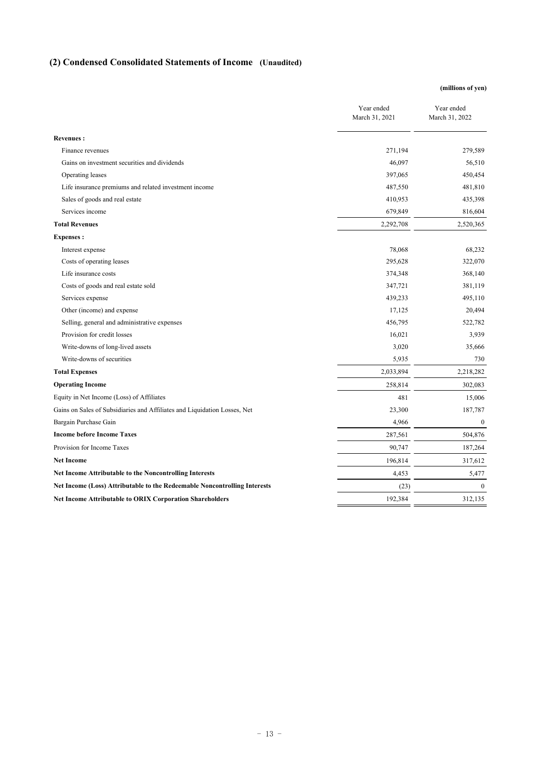## (2) Condensed Consolidated Statements of Income (Unaudited)

(millions of yen)

| | Year ended March 31, 2021 | Year ended March 31, 2022 |
|---|---|---|
| **Revenues :** | | |
| Finance revenues | 271,194 | 279,589 |
| Gains on investment securities and dividends | 46,097 | 56,510 |
| Operating leases | 397,065 | 450,454 |
| Life insurance premiums and related investment income | 487,550 | 481,810 |
| Sales of goods and real estate | 410,953 | 435,398 |
| Services income | 679,849 | 816,604 |
| **Total Revenues** | 2,292,708 | 2,520,365 |
| **Expenses :** | | |
| Interest expense | 78,068 | 68,232 |
| Costs of operating leases | 295,628 | 322,070 |
| Life insurance costs | 374,348 | 368,140 |
| Costs of goods and real estate sold | 347,721 | 381,119 |
| Services expense | 439,233 | 495,110 |
| Other (income) and expense | 17,125 | 20,494 |
| Selling, general and administrative expenses | 456,795 | 522,782 |
| Provision for credit losses | 16,021 | 3,939 |
| Write-downs of long-lived assets | 3,020 | 35,666 |
| Write-downs of securities | 5,935 | 730 |
| **Total Expenses** | 2,033,894 | 2,218,282 |
| **Operating Income** | 258,814 | 302,083 |
| Equity in Net Income (Loss) of Affiliates | 481 | 15,006 |
| Gains on Sales of Subsidiaries and Affiliates and Liquidation Losses, Net | 23,300 | 187,787 |
| Bargain Purchase Gain | 4,966 | 0 |
| **Income before Income Taxes** | 287,561 | 504,876 |
| Provision for Income Taxes | 90,747 | 187,264 |
| **Net Income** | 196,814 | 317,612 |
| **Net Income Attributable to the Noncontrolling Interests** | 4,453 | 5,477 |
| **Net Income (Loss) Attributable to the Redeemable Noncontrolling Interests** | (23) | 0 |
| **Net Income Attributable to ORIX Corporation Shareholders** | 192,384 | 312,135 |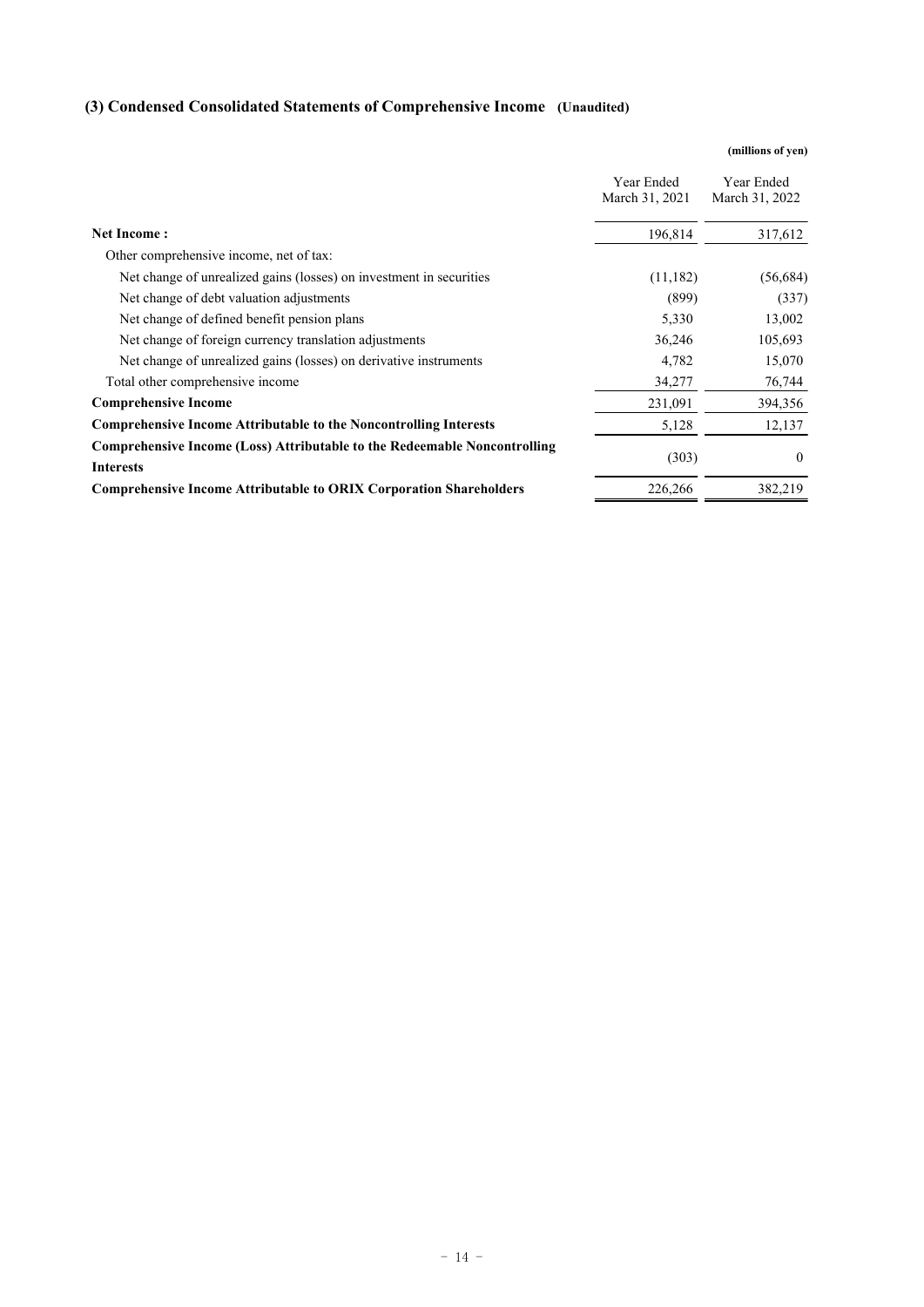### (3) Condensed Consolidated Statements of Comprehensive Income (Unaudited)

**(millions of yen)**

| | Year Ended March 31, 2021 | Year Ended March 31, 2022 |
|---|---|---|
| **Net Income :** | 196,814 | 317,612 |
| Other comprehensive income, net of tax: | | |
| Net change of unrealized gains (losses) on investment in securities | (11,182) | (56,684) |
| Net change of debt valuation adjustments | (899) | (337) |
| Net change of defined benefit pension plans | 5,330 | 13,002 |
| Net change of foreign currency translation adjustments | 36,246 | 105,693 |
| Net change of unrealized gains (losses) on derivative instruments | 4,782 | 15,070 |
| Total other comprehensive income | 34,277 | 76,744 |
| **Comprehensive Income** | 231,091 | 394,356 |
| **Comprehensive Income Attributable to the Noncontrolling Interests** | 5,128 | 12,137 |
| **Comprehensive Income (Loss) Attributable to the Redeemable Noncontrolling Interests** | (303) | 0 |
| **Comprehensive Income Attributable to ORIX Corporation Shareholders** | 226,266 | 382,219 |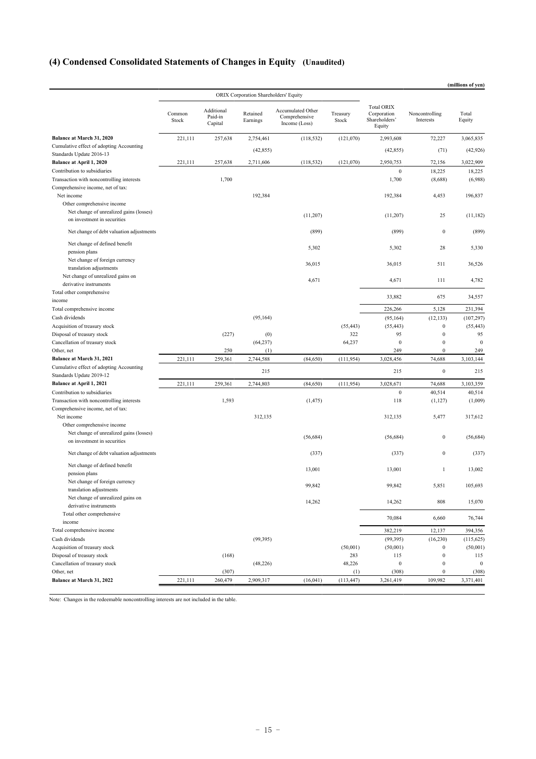## (4) Condensed Consolidated Statements of Changes in Equity (Unaudited)

(millions of yen)

| | ORIX Corporation Shareholders' Equity | | | | | | | |
|---|---|---|---|---|---|---|---|---|
| | Common Stock | Additional Paid-in Capital | Retained Earnings | Accumulated Other Comprehensive Income (Loss) | Treasury Stock | Total ORIX Corporation Shareholders' Equity | Noncontrolling Interests | Total Equity |
| **Balance at March 31, 2020** | 221,111 | 257,638 | 2,754,461 | (118,532) | (121,070) | 2,993,608 | 72,227 | 3,065,835 |
| Cumulative effect of adopting Accounting Standards Update 2016-13 | | | (42,855) | | | (42,855) | (71) | (42,926) |
| **Balance at April 1, 2020** | 221,111 | 257,638 | 2,711,606 | (118,532) | (121,070) | 2,950,753 | 72,156 | 3,022,909 |
| Contribution to subsidiaries | | | | | | 0 | 18,225 | 18,225 |
| Transaction with noncontrolling interests | | 1,700 | | | | 1,700 | (8,688) | (6,988) |
| Comprehensive income, net of tax: | | | | | | | | |
| Net income | | | 192,384 | | | 192,384 | 4,453 | 196,837 |
| Other comprehensive income | | | | | | | | |
| Net change of unrealized gains (losses) on investment in securities | | | | (11,207) | | (11,207) | 25 | (11,182) |
| Net change of debt valuation adjustments | | | | (899) | | (899) | 0 | (899) |
| Net change of defined benefit pension plans | | | | 5,302 | | 5,302 | 28 | 5,330 |
| Net change of foreign currency translation adjustments | | | | 36,015 | | 36,015 | 511 | 36,526 |
| Net change of unrealized gains on derivative instruments | | | | 4,671 | | 4,671 | 111 | 4,782 |
| Total other comprehensive income | | | | | | 33,882 | 675 | 34,557 |
| Total comprehensive income | | | | | | 226,266 | 5,128 | 231,394 |
| Cash dividends | | | (95,164) | | | (95,164) | (12,133) | (107,297) |
| Acquisition of treasury stock | | | | | (55,443) | (55,443) | 0 | (55,443) |
| Disposal of treasury stock | | (227) | (0) | | 322 | 95 | 0 | 95 |
| Cancellation of treasury stock | | | (64,237) | | 64,237 | 0 | 0 | 0 |
| Other, net | | 250 | (1) | | | 249 | 0 | 249 |
| **Balance at March 31, 2021** | 221,111 | 259,361 | 2,744,588 | (84,650) | (111,954) | 3,028,456 | 74,688 | 3,103,144 |
| Cumulative effect of adopting Accounting Standards Update 2019-12 | | | 215 | | | 215 | 0 | 215 |
| **Balance at April 1, 2021** | 221,111 | 259,361 | 2,744,803 | (84,650) | (111,954) | 3,028,671 | 74,688 | 3,103,359 |
| Contribution to subsidiaries | | | | | | 0 | 40,514 | 40,514 |
| Transaction with noncontrolling interests | | 1,593 | | (1,475) | | 118 | (1,127) | (1,009) |
| Comprehensive income, net of tax: | | | | | | | | |
| Net income | | | 312,135 | | | 312,135 | 5,477 | 317,612 |
| Other comprehensive income | | | | | | | | |
| Net change of unrealized gains (losses) on investment in securities | | | | (56,684) | | (56,684) | 0 | (56,684) |
| Net change of debt valuation adjustments | | | | (337) | | (337) | 0 | (337) |
| Net change of defined benefit pension plans | | | | 13,001 | | 13,001 | 1 | 13,002 |
| Net change of foreign currency translation adjustments | | | | 99,842 | | 99,842 | 5,851 | 105,693 |
| Net change of unrealized gains on derivative instruments | | | | 14,262 | | 14,262 | 808 | 15,070 |
| Total other comprehensive income | | | | | | 70,084 | 6,660 | 76,744 |
| Total comprehensive income | | | | | | 382,219 | 12,137 | 394,356 |
| Cash dividends | | | (99,395) | | | (99,395) | (16,230) | (115,625) |
| Acquisition of treasury stock | | | | | (50,001) | (50,001) | 0 | (50,001) |
| Disposal of treasury stock | | (168) | | | 283 | 115 | 0 | 115 |
| Cancellation of treasury stock | | | (48,226) | | 48,226 | 0 | 0 | 0 |
| Other, net | | (307) | | | (1) | (308) | 0 | (308) |
| **Balance at March 31, 2022** | 221,111 | 260,479 | 2,909,317 | (16,041) | (113,447) | 3,261,419 | 109,982 | 3,371,401 |

Note: Changes in the redeemable noncontrolling interests are not included in the table.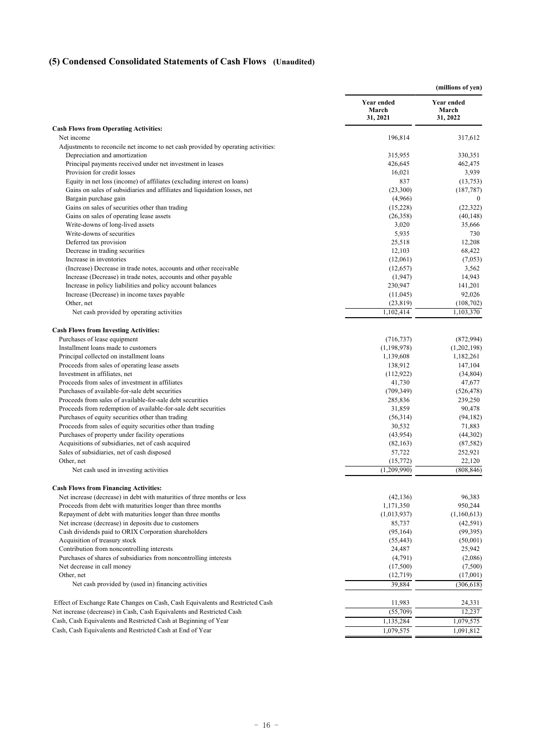## (5) Condensed Consolidated Statements of Cash Flows (Unaudited)

(millions of yen)

| | Year ended March 31, 2021 | Year ended March 31, 2022 |
|---|---|---|
| **Cash Flows from Operating Activities:** | | |
| Net income | 196,814 | 317,612 |
| Adjustments to reconcile net income to net cash provided by operating activities: | | |
| Depreciation and amortization | 315,955 | 330,351 |
| Principal payments received under net investment in leases | 426,645 | 462,475 |
| Provision for credit losses | 16,021 | 3,939 |
| Equity in net loss (income) of affiliates (excluding interest on loans) | 837 | (13,753) |
| Gains on sales of subsidiaries and affiliates and liquidation losses, net | (23,300) | (187,787) |
| Bargain purchase gain | (4,966) | 0 |
| Gains on sales of securities other than trading | (15,228) | (22,322) |
| Gains on sales of operating lease assets | (26,358) | (40,148) |
| Write-downs of long-lived assets | 3,020 | 35,666 |
| Write-downs of securities | 5,935 | 730 |
| Deferred tax provision | 25,518 | 12,208 |
| Decrease in trading securities | 12,103 | 68,422 |
| Increase in inventories | (12,061) | (7,053) |
| (Increase) Decrease in trade notes, accounts and other receivable | (12,657) | 3,562 |
| Increase (Decrease) in trade notes, accounts and other payable | (1,947) | 14,943 |
| Increase in policy liabilities and policy account balances | 230,947 | 141,201 |
| Increase (Decrease) in income taxes payable | (11,045) | 92,026 |
| Other, net | (23,819) | (108,702) |
| Net cash provided by operating activities | 1,102,414 | 1,103,370 |
| **Cash Flows from Investing Activities:** | | |
| Purchases of lease equipment | (716,737) | (872,994) |
| Installment loans made to customers | (1,198,978) | (1,202,198) |
| Principal collected on installment loans | 1,139,608 | 1,182,261 |
| Proceeds from sales of operating lease assets | 138,912 | 147,104 |
| Investment in affiliates, net | (112,922) | (34,804) |
| Proceeds from sales of investment in affiliates | 41,730 | 47,677 |
| Purchases of available-for-sale debt securities | (709,349) | (526,478) |
| Proceeds from sales of available-for-sale debt securities | 285,836 | 239,250 |
| Proceeds from redemption of available-for-sale debt securities | 31,859 | 90,478 |
| Purchases of equity securities other than trading | (56,314) | (94,182) |
| Proceeds from sales of equity securities other than trading | 30,532 | 71,883 |
| Purchases of property under facility operations | (43,954) | (44,302) |
| Acquisitions of subsidiaries, net of cash acquired | (82,163) | (87,582) |
| Sales of subsidiaries, net of cash disposed | 57,722 | 252,921 |
| Other, net | (15,772) | 22,120 |
| Net cash used in investing activities | (1,209,990) | (808,846) |
| **Cash Flows from Financing Activities:** | | |
| Net increase (decrease) in debt with maturities of three months or less | (42,136) | 96,383 |
| Proceeds from debt with maturities longer than three months | 1,171,350 | 950,244 |
| Repayment of debt with maturities longer than three months | (1,013,937) | (1,160,613) |
| Net increase (decrease) in deposits due to customers | 85,737 | (42,591) |
| Cash dividends paid to ORIX Corporation shareholders | (95,164) | (99,395) |
| Acquisition of treasury stock | (55,443) | (50,001) |
| Contribution from noncontrolling interests | 24,487 | 25,942 |
| Purchases of shares of subsidiaries from noncontrolling interests | (4,791) | (2,086) |
| Net decrease in call money | (17,500) | (7,500) |
| Other, net | (12,719) | (17,001) |
| Net cash provided by (used in) financing activities | 39,884 | (306,618) |
| Effect of Exchange Rate Changes on Cash, Cash Equivalents and Restricted Cash | 11,983 | 24,331 |
| Net increase (decrease) in Cash, Cash Equivalents and Restricted Cash | (55,709) | 12,237 |
| Cash, Cash Equivalents and Restricted Cash at Beginning of Year | 1,135,284 | 1,079,575 |
| Cash, Cash Equivalents and Restricted Cash at End of Year | 1,079,575 | 1,091,812 |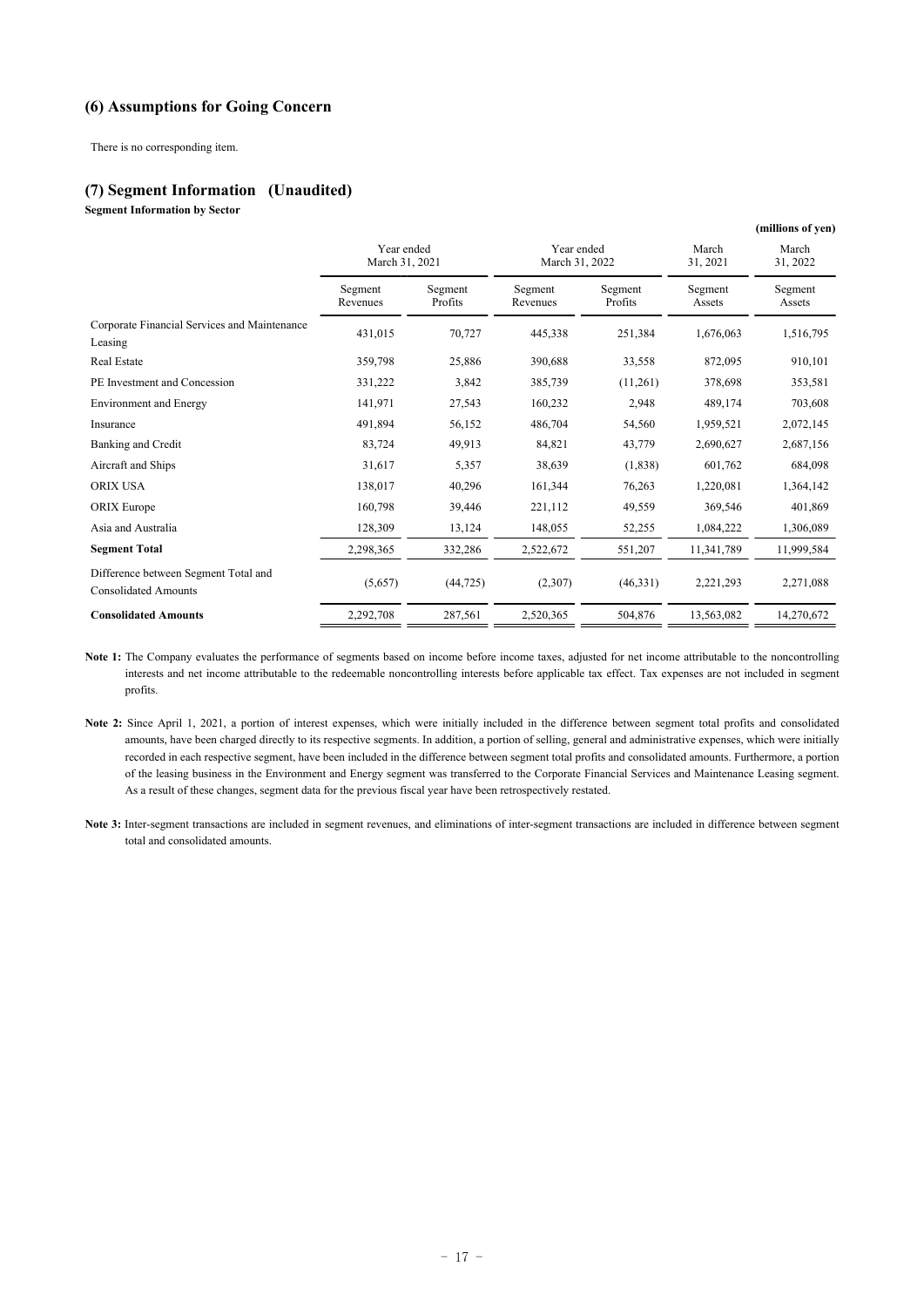## (6) Assumptions for Going Concern

There is no corresponding item.

## (7) Segment Information (Unaudited)

**Segment Information by Sector**

**(millions of yen)**

| | Year ended March 31, 2021 | | Year ended March 31, 2022 | | March 31, 2021 | March 31, 2022 |
|---|---|---|---|---|---|---|
| | Segment Revenues | Segment Profits | Segment Revenues | Segment Profits | Segment Assets | Segment Assets |
| Corporate Financial Services and Maintenance Leasing | 431,015 | 70,727 | 445,338 | 251,384 | 1,676,063 | 1,516,795 |
| Real Estate | 359,798 | 25,886 | 390,688 | 33,558 | 872,095 | 910,101 |
| PE Investment and Concession | 331,222 | 3,842 | 385,739 | (11,261) | 378,698 | 353,581 |
| Environment and Energy | 141,971 | 27,543 | 160,232 | 2,948 | 489,174 | 703,608 |
| Insurance | 491,894 | 56,152 | 486,704 | 54,560 | 1,959,521 | 2,072,145 |
| Banking and Credit | 83,724 | 49,913 | 84,821 | 43,779 | 2,690,627 | 2,687,156 |
| Aircraft and Ships | 31,617 | 5,357 | 38,639 | (1,838) | 601,762 | 684,098 |
| ORIX USA | 138,017 | 40,296 | 161,344 | 76,263 | 1,220,081 | 1,364,142 |
| ORIX Europe | 160,798 | 39,446 | 221,112 | 49,559 | 369,546 | 401,869 |
| Asia and Australia | 128,309 | 13,124 | 148,055 | 52,255 | 1,084,222 | 1,306,089 |
| **Segment Total** | 2,298,365 | 332,286 | 2,522,672 | 551,207 | 11,341,789 | 11,999,584 |
| Difference between Segment Total and Consolidated Amounts | (5,657) | (44,725) | (2,307) | (46,331) | 2,221,293 | 2,271,088 |
| **Consolidated Amounts** | 2,292,708 | 287,561 | 2,520,365 | 504,876 | 13,563,082 | 14,270,672 |

**Note 1:** The Company evaluates the performance of segments based on income before income taxes, adjusted for net income attributable to the noncontrolling interests and net income attributable to the redeemable noncontrolling interests before applicable tax effect. Tax expenses are not included in segment profits.

**Note 2:** Since April 1, 2021, a portion of interest expenses, which were initially included in the difference between segment total profits and consolidated amounts, have been charged directly to its respective segments. In addition, a portion of selling, general and administrative expenses, which were initially recorded in each respective segment, have been included in the difference between segment total profits and consolidated amounts. Furthermore, a portion of the leasing business in the Environment and Energy segment was transferred to the Corporate Financial Services and Maintenance Leasing segment. As a result of these changes, segment data for the previous fiscal year have been retrospectively restated.

**Note 3:** Inter-segment transactions are included in segment revenues, and eliminations of inter-segment transactions are included in difference between segment total and consolidated amounts.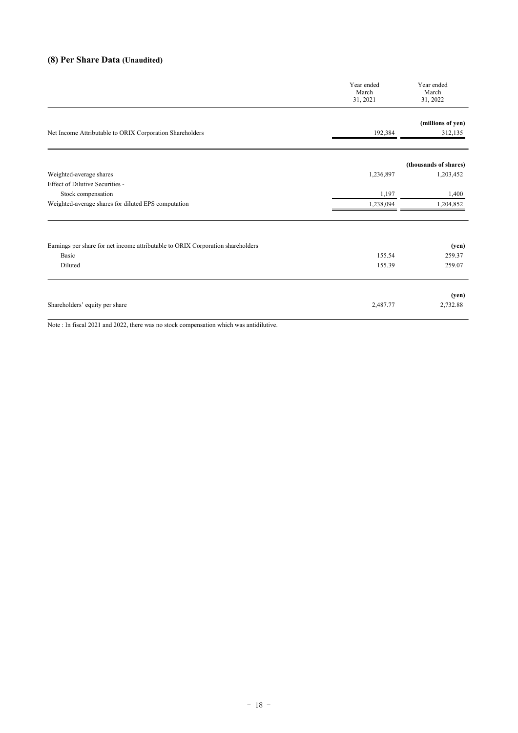## (8) Per Share Data (Unaudited)

| | Year ended March 31, 2021 | Year ended March 31, 2022 |
|---|---|---|
| | | **(millions of yen)** |
| Net Income Attributable to ORIX Corporation Shareholders | 192,384 | 312,135 |
| | | **(thousands of shares)** |
| Weighted-average shares | 1,236,897 | 1,203,452 |
| Effect of Dilutive Securities - | | |
| Stock compensation | 1,197 | 1,400 |
| Weighted-average shares for diluted EPS computation | 1,238,094 | 1,204,852 |
| Earnings per share for net income attributable to ORIX Corporation shareholders | | **(yen)** |
| Basic | 155.54 | 259.37 |
| Diluted | 155.39 | 259.07 |
| | | **(yen)** |
| Shareholders' equity per share | 2,487.77 | 2,732.88 |

Note : In fiscal 2021 and 2022, there was no stock compensation which was antidilutive.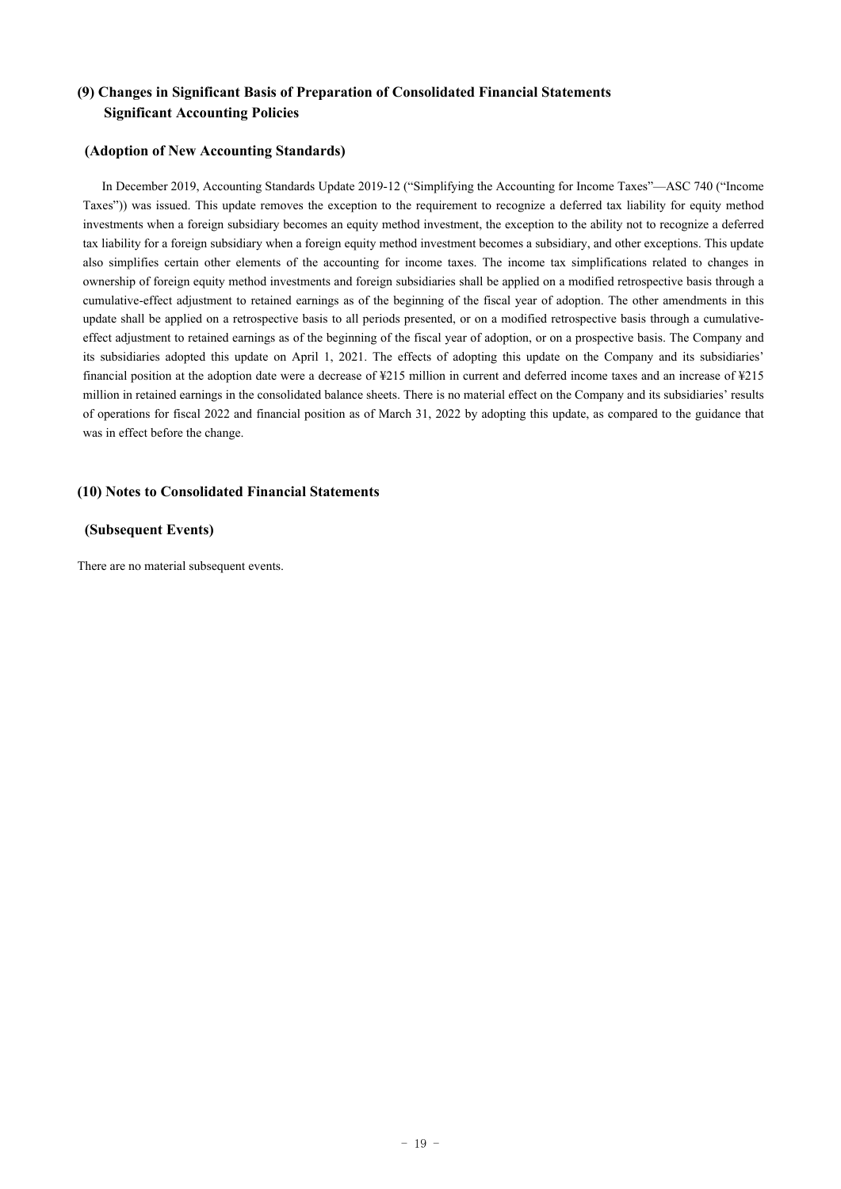## (9) Changes in Significant Basis of Preparation of Consolidated Financial Statements Significant Accounting Policies

### (Adoption of New Accounting Standards)

In December 2019, Accounting Standards Update 2019-12 ("Simplifying the Accounting for Income Taxes"—ASC 740 ("Income Taxes")) was issued. This update removes the exception to the requirement to recognize a deferred tax liability for equity method investments when a foreign subsidiary becomes an equity method investment, the exception to the ability not to recognize a deferred tax liability for a foreign subsidiary when a foreign equity method investment becomes a subsidiary, and other exceptions. This update also simplifies certain other elements of the accounting for income taxes. The income tax simplifications related to changes in ownership of foreign equity method investments and foreign subsidiaries shall be applied on a modified retrospective basis through a cumulative-effect adjustment to retained earnings as of the beginning of the fiscal year of adoption. The other amendments in this update shall be applied on a retrospective basis to all periods presented, or on a modified retrospective basis through a cumulative-effect adjustment to retained earnings as of the beginning of the fiscal year of adoption, or on a prospective basis. The Company and its subsidiaries adopted this update on April 1, 2021. The effects of adopting this update on the Company and its subsidiaries' financial position at the adoption date were a decrease of ¥215 million in current and deferred income taxes and an increase of ¥215 million in retained earnings in the consolidated balance sheets. There is no material effect on the Company and its subsidiaries' results of operations for fiscal 2022 and financial position as of March 31, 2022 by adopting this update, as compared to the guidance that was in effect before the change.

## (10) Notes to Consolidated Financial Statements

### (Subsequent Events)

There are no material subsequent events.